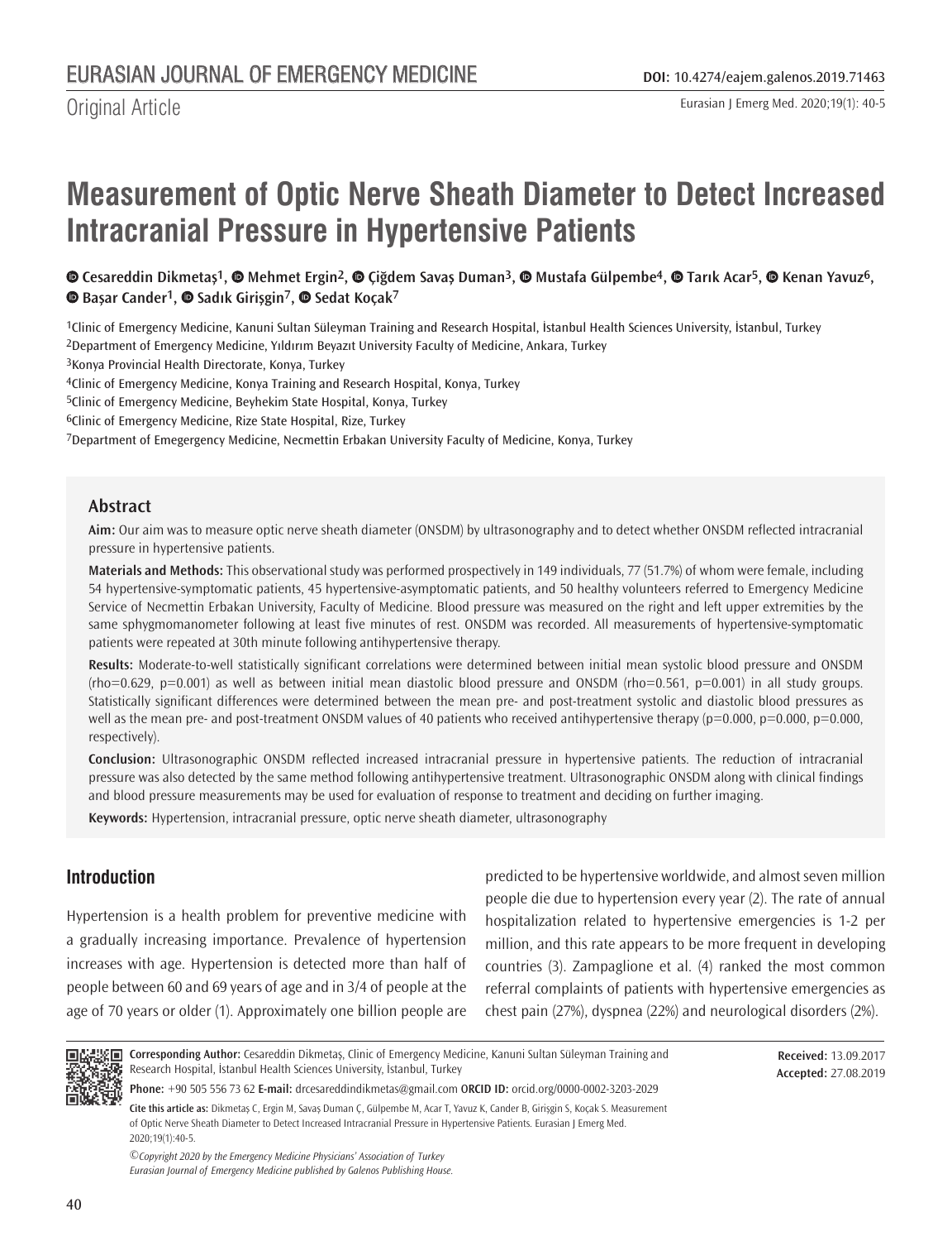Original Article

# Measurement of Optic Nerve Sheath Diameter to Detect Increased Intracranial Pressure in Hypertensive Patients

Cesareddin Dikmetaş[1], Mehmet Ergin[2], Çiğdem Savaş Duman[3], Mustafa Gülpembe[4], Tarık Acar[5], Kenan Yavuz[6], Başar Cander[1], Sadık Girişgin[7], Sedat Koçak[7]

[1]Clinic of Emergency Medicine, Kanuni Sultan Süleyman Training and Research Hospital, İstanbul Health Sciences University, İstanbul, Turkey
[2]Department of Emergency Medicine, Yıldırım Beyazıt University Faculty of Medicine, Ankara, Turkey
[3]Konya Provincial Health Directorate, Konya, Turkey
[4]Clinic of Emergency Medicine, Konya Training and Research Hospital, Konya, Turkey
[5]Clinic of Emergency Medicine, Beyhekim State Hospital, Konya, Turkey
[6]Clinic of Emergency Medicine, Rize State Hospital, Rize, Turkey
[7]Department of Emegergency Medicine, Necmettin Erbakan University Faculty of Medicine, Konya, Turkey

## Abstract

**Aim:** Our aim was to measure optic nerve sheath diameter (ONSDM) by ultrasonography and to detect whether ONSDM reflected intracranial pressure in hypertensive patients.

**Materials and Methods:** This observational study was performed prospectively in 149 individuals, 77 (51.7%) of whom were female, including 54 hypertensive-symptomatic patients, 45 hypertensive-asymptomatic patients, and 50 healthy volunteers referred to Emergency Medicine Service of Necmettin Erbakan University, Faculty of Medicine. Blood pressure was measured on the right and left upper extremities by the same sphygmomanometer following at least five minutes of rest. ONSDM was recorded. All measurements of hypertensive-symptomatic patients were repeated at 30th minute following antihypertensive therapy.

**Results:** Moderate-to-well statistically significant correlations were determined between initial mean systolic blood pressure and ONSDM (rho=0.629, p=0.001) as well as between initial mean diastolic blood pressure and ONSDM (rho=0.561, p=0.001) in all study groups. Statistically significant differences were determined between the mean pre- and post-treatment systolic and diastolic blood pressures as well as the mean pre- and post-treatment ONSDM values of 40 patients who received antihypertensive therapy (p=0.000, p=0.000, p=0.000, respectively).

**Conclusion:** Ultrasonographic ONSDM reflected increased intracranial pressure in hypertensive patients. The reduction of intracranial pressure was also detected by the same method following antihypertensive treatment. Ultrasonographic ONSDM along with clinical findings and blood pressure measurements may be used for evaluation of response to treatment and deciding on further imaging.

**Keywords:** Hypertension, intracranial pressure, optic nerve sheath diameter, ultrasonography

## Introduction

Hypertension is a health problem for preventive medicine with a gradually increasing importance. Prevalence of hypertension increases with age. Hypertension is detected more than half of people between 60 and 69 years of age and in 3/4 of people at the age of 70 years or older (1). Approximately one billion people are predicted to be hypertensive worldwide, and almost seven million people die due to hypertension every year (2). The rate of annual hospitalization related to hypertensive emergencies is 1-2 per million, and this rate appears to be more frequent in developing countries (3). Zampaglione et al. (4) ranked the most common referral complaints of patients with hypertensive emergencies as chest pain (27%), dyspnea (22%) and neurological disorders (2%).

**Corresponding Author:** Cesareddin Dikmetaş, Clinic of Emergency Medicine, Kanuni Sultan Süleyman Training and Research Hospital, İstanbul Health Sciences University, İstanbul, Turkey
**Phone:** +90 505 556 73 62 **E-mail:** drcesareddindikmetas@gmail.com **ORCID ID:** orcid.org/0000-0002-3203-2029

**Received:** 13.09.2017
**Accepted:** 27.08.2019

**Cite this article as:** Dikmetaş C, Ergin M, Savaş Duman Ç, Gülpembe M, Acar T, Yavuz K, Cander B, Girişgin S, Koçak S. Measurement of Optic Nerve Sheath Diameter to Detect Increased Intracranial Pressure in Hypertensive Patients. Eurasian J Emerg Med. 2020;19(1):40-5.

*©Copyright 2020 by the Emergency Medicine Physicians' Association of Turkey*
*Eurasian Journal of Emergency Medicine published by Galenos Publishing House.*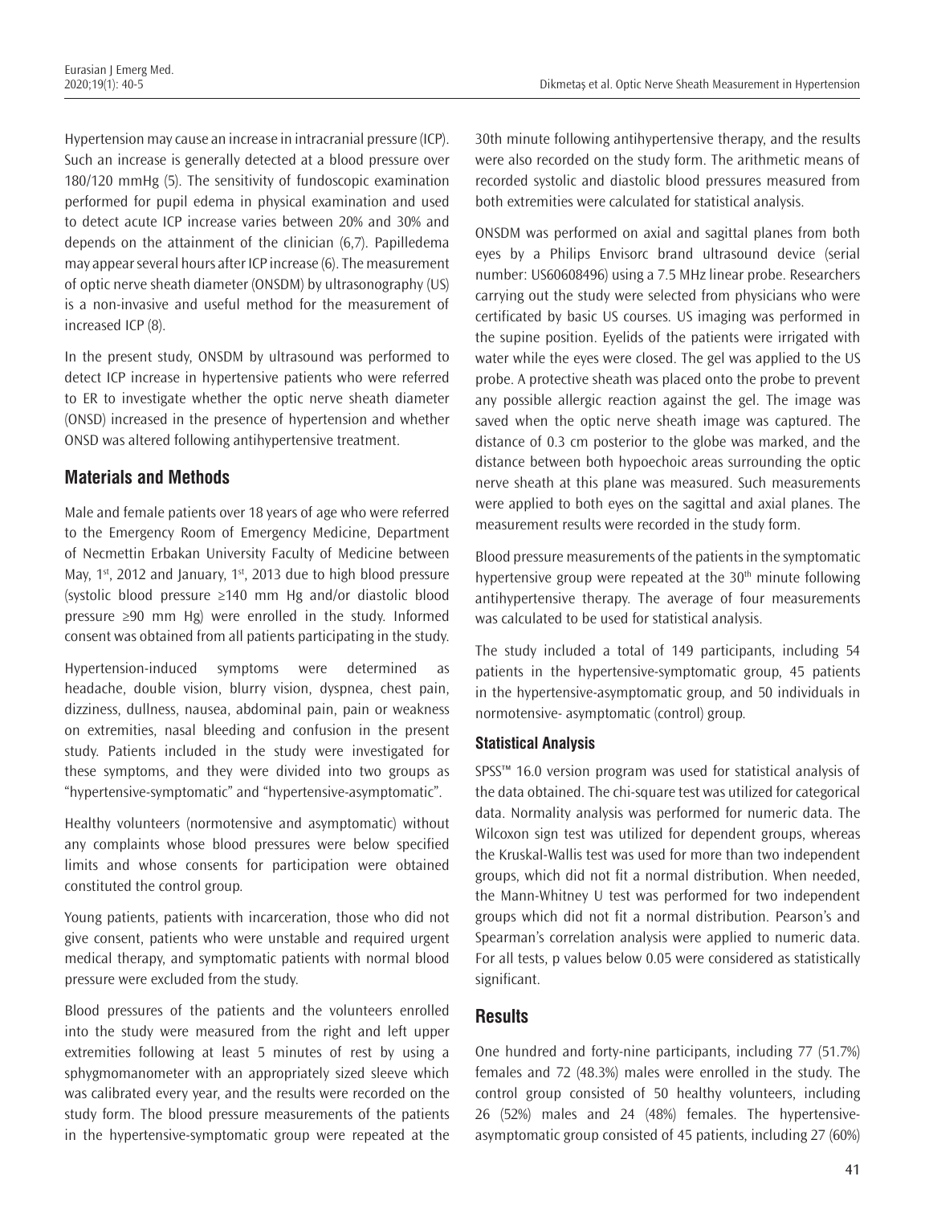Hypertension may cause an increase in intracranial pressure (ICP). Such an increase is generally detected at a blood pressure over 180/120 mmHg (5). The sensitivity of fundoscopic examination performed for pupil edema in physical examination and used to detect acute ICP increase varies between 20% and 30% and depends on the attainment of the clinician (6,7). Papilledema may appear several hours after ICP increase (6). The measurement of optic nerve sheath diameter (ONSDM) by ultrasonography (US) is a non-invasive and useful method for the measurement of increased ICP (8).

In the present study, ONSDM by ultrasound was performed to detect ICP increase in hypertensive patients who were referred to ER to investigate whether the optic nerve sheath diameter (ONSD) increased in the presence of hypertension and whether ONSD was altered following antihypertensive treatment.

## Materials and Methods

Male and female patients over 18 years of age who were referred to the Emergency Room of Emergency Medicine, Department of Necmettin Erbakan University Faculty of Medicine between May, 1st, 2012 and January, 1st, 2013 due to high blood pressure (systolic blood pressure ≥140 mm Hg and/or diastolic blood pressure ≥90 mm Hg) were enrolled in the study. Informed consent was obtained from all patients participating in the study.

Hypertension-induced symptoms were determined as headache, double vision, blurry vision, dyspnea, chest pain, dizziness, dullness, nausea, abdominal pain, pain or weakness on extremities, nasal bleeding and confusion in the present study. Patients included in the study were investigated for these symptoms, and they were divided into two groups as "hypertensive-symptomatic" and "hypertensive-asymptomatic".

Healthy volunteers (normotensive and asymptomatic) without any complaints whose blood pressures were below specified limits and whose consents for participation were obtained constituted the control group.

Young patients, patients with incarceration, those who did not give consent, patients who were unstable and required urgent medical therapy, and symptomatic patients with normal blood pressure were excluded from the study.

Blood pressures of the patients and the volunteers enrolled into the study were measured from the right and left upper extremities following at least 5 minutes of rest by using a sphygmomanometer with an appropriately sized sleeve which was calibrated every year, and the results were recorded on the study form. The blood pressure measurements of the patients in the hypertensive-symptomatic group were repeated at the 30th minute following antihypertensive therapy, and the results were also recorded on the study form. The arithmetic means of recorded systolic and diastolic blood pressures measured from both extremities were calculated for statistical analysis.

ONSDM was performed on axial and sagittal planes from both eyes by a Philips Envisorc brand ultrasound device (serial number: US60608496) using a 7.5 MHz linear probe. Researchers carrying out the study were selected from physicians who were certificated by basic US courses. US imaging was performed in the supine position. Eyelids of the patients were irrigated with water while the eyes were closed. The gel was applied to the US probe. A protective sheath was placed onto the probe to prevent any possible allergic reaction against the gel. The image was saved when the optic nerve sheath image was captured. The distance of 0.3 cm posterior to the globe was marked, and the distance between both hypoechoic areas surrounding the optic nerve sheath at this plane was measured. Such measurements were applied to both eyes on the sagittal and axial planes. The measurement results were recorded in the study form.

Blood pressure measurements of the patients in the symptomatic hypertensive group were repeated at the 30th minute following antihypertensive therapy. The average of four measurements was calculated to be used for statistical analysis.

The study included a total of 149 participants, including 54 patients in the hypertensive-symptomatic group, 45 patients in the hypertensive-asymptomatic group, and 50 individuals in normotensive- asymptomatic (control) group.

### Statistical Analysis

SPSS™ 16.0 version program was used for statistical analysis of the data obtained. The chi-square test was utilized for categorical data. Normality analysis was performed for numeric data. The Wilcoxon sign test was utilized for dependent groups, whereas the Kruskal-Wallis test was used for more than two independent groups, which did not fit a normal distribution. When needed, the Mann-Whitney U test was performed for two independent groups which did not fit a normal distribution. Pearson's and Spearman's correlation analysis were applied to numeric data. For all tests, p values below 0.05 were considered as statistically significant.

## Results

One hundred and forty-nine participants, including 77 (51.7%) females and 72 (48.3%) males were enrolled in the study. The control group consisted of 50 healthy volunteers, including 26 (52%) males and 24 (48%) females. The hypertensive-asymptomatic group consisted of 45 patients, including 27 (60%)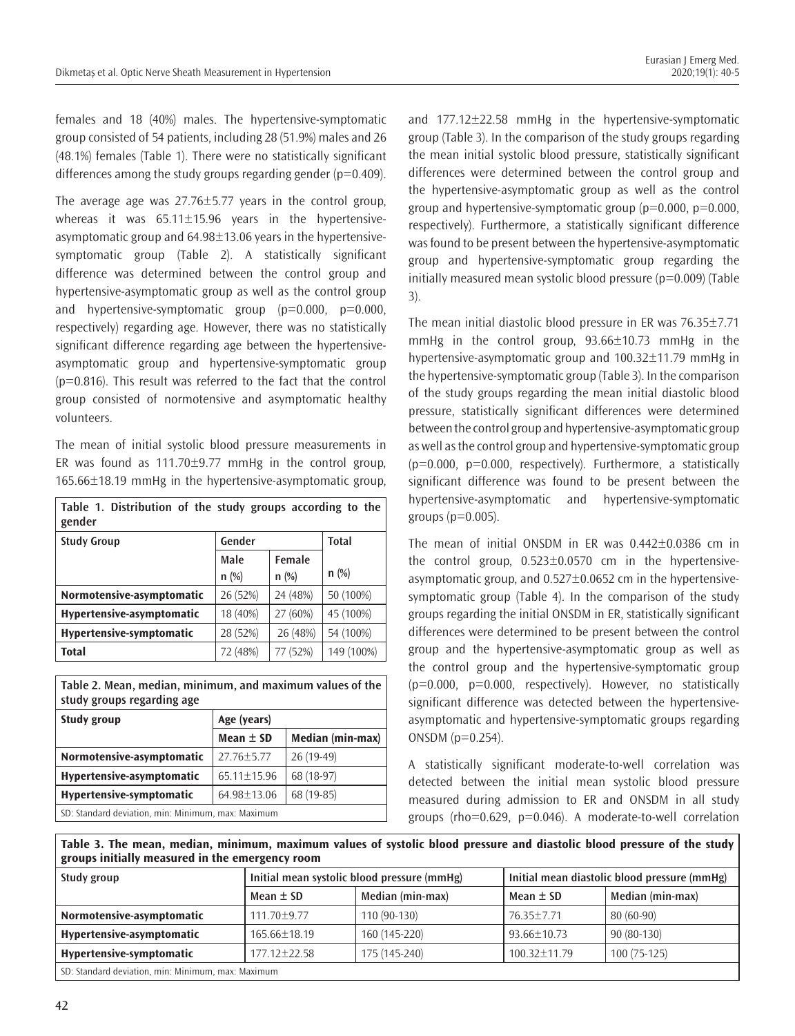females and 18 (40%) males. The hypertensive-symptomatic group consisted of 54 patients, including 28 (51.9%) males and 26 (48.1%) females (Table 1). There were no statistically significant differences among the study groups regarding gender (p=0.409).

The average age was 27.76±5.77 years in the control group, whereas it was 65.11±15.96 years in the hypertensive-asymptomatic group and 64.98±13.06 years in the hypertensive-symptomatic group (Table 2). A statistically significant difference was determined between the control group and hypertensive-asymptomatic group as well as the control group and hypertensive-symptomatic group (p=0.000, p=0.000, respectively) regarding age. However, there was no statistically significant difference regarding age between the hypertensive-asymptomatic group and hypertensive-symptomatic group (p=0.816). This result was referred to the fact that the control group consisted of normotensive and asymptomatic healthy volunteers.

The mean of initial systolic blood pressure measurements in ER was found as 111.70±9.77 mmHg in the control group, 165.66±18.19 mmHg in the hypertensive-asymptomatic group, and 177.12±22.58 mmHg in the hypertensive-symptomatic group (Table 3). In the comparison of the study groups regarding the mean initial systolic blood pressure, statistically significant differences were determined between the control group and the hypertensive-asymptomatic group as well as the control group and hypertensive-symptomatic group (p=0.000, p=0.000, respectively). Furthermore, a statistically significant difference was found to be present between the hypertensive-asymptomatic group and hypertensive-symptomatic group regarding the initially measured mean systolic blood pressure (p=0.009) (Table 3).

**Table 1. Distribution of the study groups according to the gender**

| Study Group | Gender | | Total |
|---|---|---|---|
| | Male n (%) | Female n (%) | n (%) |
| **Normotensive-asymptomatic** | 26 (52%) | 24 (48%) | 50 (100%) |
| **Hypertensive-asymptomatic** | 18 (40%) | 27 (60%) | 45 (100%) |
| **Hypertensive-symptomatic** | 28 (52%) | 26 (48%) | 54 (100%) |
| **Total** | 72 (48%) | 77 (52%) | 149 (100%) |

**Table 2. Mean, median, minimum, and maximum values of the study groups regarding age**

| Study group | Age (years) | |
|---|---|---|
| | Mean ± SD | Median (min-max) |
| **Normotensive-asymptomatic** | 27.76±5.77 | 26 (19-49) |
| **Hypertensive-asymptomatic** | 65.11±15.96 | 68 (18-97) |
| **Hypertensive-symptomatic** | 64.98±13.06 | 68 (19-85) |

SD: Standard deviation, min: Minimum, max: Maximum

The mean initial diastolic blood pressure in ER was 76.35±7.71 mmHg in the control group, 93.66±10.73 mmHg in the hypertensive-asymptomatic group and 100.32±11.79 mmHg in the hypertensive-symptomatic group (Table 3). In the comparison of the study groups regarding the mean initial diastolic blood pressure, statistically significant differences were determined between the control group and hypertensive-asymptomatic group as well as the control group and hypertensive-symptomatic group (p=0.000, p=0.000, respectively). Furthermore, a statistically significant difference was found to be present between the hypertensive-asymptomatic and hypertensive-symptomatic groups (p=0.005).

The mean of initial ONSDM in ER was 0.442±0.0386 cm in the control group, 0.523±0.0570 cm in the hypertensive-asymptomatic group, and 0.527±0.0652 cm in the hypertensive-symptomatic group (Table 4). In the comparison of the study groups regarding the initial ONSDM in ER, statistically significant differences were determined to be present between the control group and the hypertensive-asymptomatic group as well as the control group and the hypertensive-symptomatic group (p=0.000, p=0.000, respectively). However, no statistically significant difference was detected between the hypertensive-asymptomatic and hypertensive-symptomatic groups regarding ONSDM (p=0.254).

A statistically significant moderate-to-well correlation was detected between the initial mean systolic blood pressure measured during admission to ER and ONSDM in all study groups (rho=0.629, p=0.046). A moderate-to-well correlation

**Table 3. The mean, median, minimum, maximum values of systolic blood pressure and diastolic blood pressure of the study groups initially measured in the emergency room**

| Study group | Initial mean systolic blood pressure (mmHg) | | Initial mean diastolic blood pressure (mmHg) | |
|---|---|---|---|---|
| | Mean ± SD | Median (min-max) | Mean ± SD | Median (min-max) |
| **Normotensive-asymptomatic** | 111.70±9.77 | 110 (90-130) | 76.35±7.71 | 80 (60-90) |
| **Hypertensive-asymptomatic** | 165.66±18.19 | 160 (145-220) | 93.66±10.73 | 90 (80-130) |
| **Hypertensive-symptomatic** | 177.12±22.58 | 175 (145-240) | 100.32±11.79 | 100 (75-125) |

SD: Standard deviation, min: Minimum, max: Maximum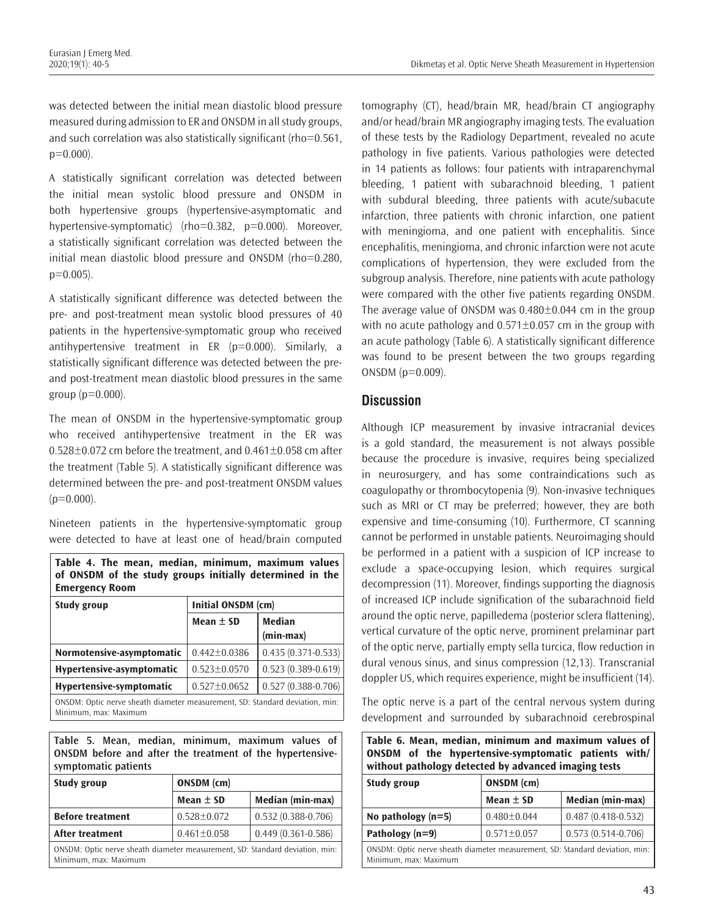was detected between the initial mean diastolic blood pressure measured during admission to ER and ONSDM in all study groups, and such correlation was also statistically significant (rho=0.561, p=0.000).

A statistically significant correlation was detected between the initial mean systolic blood pressure and ONSDM in both hypertensive groups (hypertensive-asymptomatic and hypertensive-symptomatic) (rho=0.382, p=0.000). Moreover, a statistically significant correlation was detected between the initial mean diastolic blood pressure and ONSDM (rho=0.280, p=0.005).

A statistically significant difference was detected between the pre- and post-treatment mean systolic blood pressures of 40 patients in the hypertensive-symptomatic group who received antihypertensive treatment in ER (p=0.000). Similarly, a statistically significant difference was detected between the pre- and post-treatment mean diastolic blood pressures in the same group (p=0.000).

The mean of ONSDM in the hypertensive-symptomatic group who received antihypertensive treatment in the ER was 0.528±0.072 cm before the treatment, and 0.461±0.058 cm after the treatment (Table 5). A statistically significant difference was determined between the pre- and post-treatment ONSDM values (p=0.000).

Nineteen patients in the hypertensive-symptomatic group were detected to have at least one of head/brain computed tomography (CT), head/brain MR, head/brain CT angiography and/or head/brain MR angiography imaging tests. The evaluation of these tests by the Radiology Department, revealed no acute pathology in five patients. Various pathologies were detected in 14 patients as follows: four patients with intraparenchymal bleeding, 1 patient with subarachnoid bleeding, 1 patient with subdural bleeding, three patients with acute/subacute infarction, three patients with chronic infarction, one patient with meningioma, and one patient with encephalitis. Since encephalitis, meningioma, and chronic infarction were not acute complications of hypertension, they were excluded from the subgroup analysis. Therefore, nine patients with acute pathology were compared with the other five patients regarding ONSDM. The average value of ONSDM was 0.480±0.044 cm in the group with no acute pathology and 0.571±0.057 cm in the group with an acute pathology (Table 6). A statistically significant difference was found to be present between the two groups regarding ONSDM (p=0.009).

**Table 4. The mean, median, minimum, maximum values of ONSDM of the study groups initially determined in the Emergency Room**

| Study group | Initial ONSDM (cm) | |
|---|---|---|
| | Mean ± SD | Median (min-max) |
| **Normotensive-asymptomatic** | 0.442±0.0386 | 0.435 (0.371-0.533) |
| **Hypertensive-asymptomatic** | 0.523±0.0570 | 0.523 (0.389-0.619) |
| **Hypertensive-symptomatic** | 0.527±0.0652 | 0.527 (0.388-0.706) |

ONSDM: Optic nerve sheath diameter measurement, SD: Standard deviation, min: Minimum, max: Maximum

**Table 5. Mean, median, minimum, maximum values of ONSDM before and after the treatment of the hypertensive-symptomatic patients**

| Study group | ONSDM (cm) | |
|---|---|---|
| | Mean ± SD | Median (min-max) |
| **Before treatment** | 0.528±0.072 | 0.532 (0.388-0.706) |
| **After treatment** | 0.461±0.058 | 0.449 (0.361-0.586) |

ONSDM: Optic nerve sheath diameter measurement, SD: Standard deviation, min: Minimum, max: Maximum

## Discussion

Although ICP measurement by invasive intracranial devices is a gold standard, the measurement is not always possible because the procedure is invasive, requires being specialized in neurosurgery, and has some contraindications such as coagulopathy or thrombocytopenia (9). Non-invasive techniques such as MRI or CT may be preferred; however, they are both expensive and time-consuming (10). Furthermore, CT scanning cannot be performed in unstable patients. Neuroimaging should be performed in a patient with a suspicion of ICP increase to exclude a space-occupying lesion, which requires surgical decompression (11). Moreover, findings supporting the diagnosis of increased ICP include signification of the subarachnoid field around the optic nerve, papilledema (posterior sclera flattening), vertical curvature of the optic nerve, prominent prelaminar part of the optic nerve, partially empty sella turcica, flow reduction in dural venous sinus, and sinus compression (12,13). Transcranial doppler US, which requires experience, might be insufficient (14).

The optic nerve is a part of the central nervous system during development and surrounded by subarachnoid cerebrospinal

**Table 6. Mean, median, minimum and maximum values of ONSDM of the hypertensive-symptomatic patients with/without pathology detected by advanced imaging tests**

| Study group | ONSDM (cm) | |
|---|---|---|
| | Mean ± SD | Median (min-max) |
| **No pathology (n=5)** | 0.480±0.044 | 0.487 (0.418-0.532) |
| **Pathology (n=9)** | 0.571±0.057 | 0.573 (0.514-0.706) |

ONSDM: Optic nerve sheath diameter measurement, SD: Standard deviation, min: Minimum, max: Maximum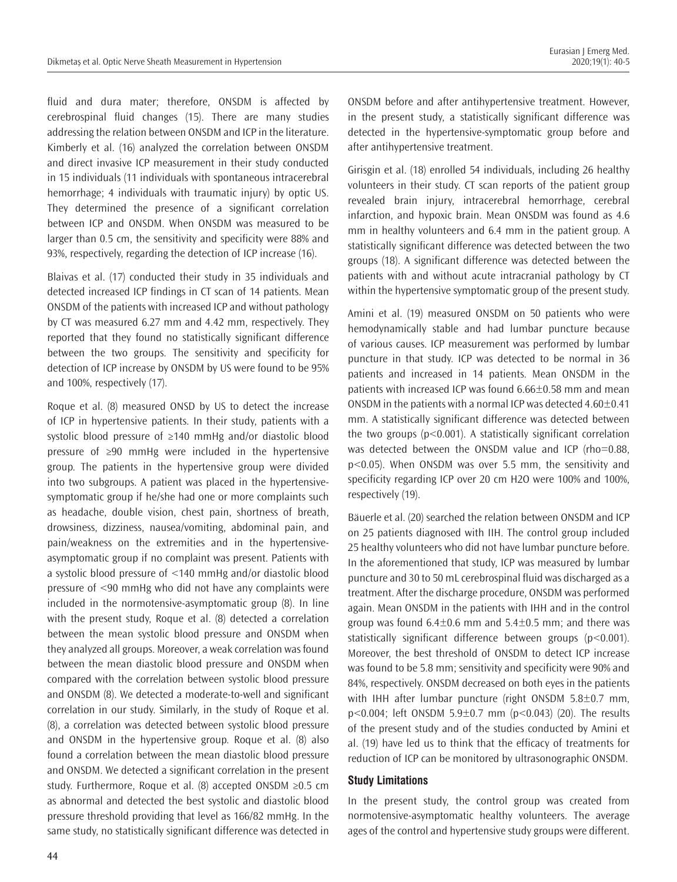fluid and dura mater; therefore, ONSDM is affected by cerebrospinal fluid changes (15). There are many studies addressing the relation between ONSDM and ICP in the literature. Kimberly et al. (16) analyzed the correlation between ONSDM and direct invasive ICP measurement in their study conducted in 15 individuals (11 individuals with spontaneous intracerebral hemorrhage; 4 individuals with traumatic injury) by optic US. They determined the presence of a significant correlation between ICP and ONSDM. When ONSDM was measured to be larger than 0.5 cm, the sensitivity and specificity were 88% and 93%, respectively, regarding the detection of ICP increase (16).

Blaivas et al. (17) conducted their study in 35 individuals and detected increased ICP findings in CT scan of 14 patients. Mean ONSDM of the patients with increased ICP and without pathology by CT was measured 6.27 mm and 4.42 mm, respectively. They reported that they found no statistically significant difference between the two groups. The sensitivity and specificity for detection of ICP increase by ONSDM by US were found to be 95% and 100%, respectively (17).

Roque et al. (8) measured ONSD by US to detect the increase of ICP in hypertensive patients. In their study, patients with a systolic blood pressure of ≥140 mmHg and/or diastolic blood pressure of ≥90 mmHg were included in the hypertensive group. The patients in the hypertensive group were divided into two subgroups. A patient was placed in the hypertensive-symptomatic group if he/she had one or more complaints such as headache, double vision, chest pain, shortness of breath, drowsiness, dizziness, nausea/vomiting, abdominal pain, and pain/weakness on the extremities and in the hypertensive-asymptomatic group if no complaint was present. Patients with a systolic blood pressure of <140 mmHg and/or diastolic blood pressure of <90 mmHg who did not have any complaints were included in the normotensive-asymptomatic group (8). In line with the present study, Roque et al. (8) detected a correlation between the mean systolic blood pressure and ONSDM when they analyzed all groups. Moreover, a weak correlation was found between the mean diastolic blood pressure and ONSDM when compared with the correlation between systolic blood pressure and ONSDM (8). We detected a moderate-to-well and significant correlation in our study. Similarly, in the study of Roque et al. (8), a correlation was detected between systolic blood pressure and ONSDM in the hypertensive group. Roque et al. (8) also found a correlation between the mean diastolic blood pressure and ONSDM. We detected a significant correlation in the present study. Furthermore, Roque et al. (8) accepted ONSDM ≥0.5 cm as abnormal and detected the best systolic and diastolic blood pressure threshold providing that level as 166/82 mmHg. In the same study, no statistically significant difference was detected in ONSDM before and after antihypertensive treatment. However, in the present study, a statistically significant difference was detected in the hypertensive-symptomatic group before and after antihypertensive treatment.

Girisgin et al. (18) enrolled 54 individuals, including 26 healthy volunteers in their study. CT scan reports of the patient group revealed brain injury, intracerebral hemorrhage, cerebral infarction, and hypoxic brain. Mean ONSDM was found as 4.6 mm in healthy volunteers and 6.4 mm in the patient group. A statistically significant difference was detected between the two groups (18). A significant difference was detected between the patients with and without acute intracranial pathology by CT within the hypertensive symptomatic group of the present study.

Amini et al. (19) measured ONSDM on 50 patients who were hemodynamically stable and had lumbar puncture because of various causes. ICP measurement was performed by lumbar puncture in that study. ICP was detected to be normal in 36 patients and increased in 14 patients. Mean ONSDM in the patients with increased ICP was found 6.66±0.58 mm and mean ONSDM in the patients with a normal ICP was detected 4.60±0.41 mm. A statistically significant difference was detected between the two groups ($p<0.001$). A statistically significant correlation was detected between the ONSDM value and ICP (rho=0.88, $p<0.05$). When ONSDM was over 5.5 mm, the sensitivity and specificity regarding ICP over 20 cm H2O were 100% and 100%, respectively (19).

Bäuerle et al. (20) searched the relation between ONSDM and ICP on 25 patients diagnosed with IIH. The control group included 25 healthy volunteers who did not have lumbar puncture before. In the aforementioned that study, ICP was measured by lumbar puncture and 30 to 50 mL cerebrospinal fluid was discharged as a treatment. After the discharge procedure, ONSDM was performed again. Mean ONSDM in the patients with IHH and in the control group was found 6.4±0.6 mm and 5.4±0.5 mm; and there was statistically significant difference between groups ($p<0.001$). Moreover, the best threshold of ONSDM to detect ICP increase was found to be 5.8 mm; sensitivity and specificity were 90% and 84%, respectively. ONSDM decreased on both eyes in the patients with IHH after lumbar puncture (right ONSDM 5.8±0.7 mm, $p<0.004$; left ONSDM 5.9±0.7 mm ($p<0.043$) (20). The results of the present study and of the studies conducted by Amini et al. (19) have led us to think that the efficacy of treatments for reduction of ICP can be monitored by ultrasonographic ONSDM.

## Study Limitations

In the present study, the control group was created from normotensive-asymptomatic healthy volunteers. The average ages of the control and hypertensive study groups were different.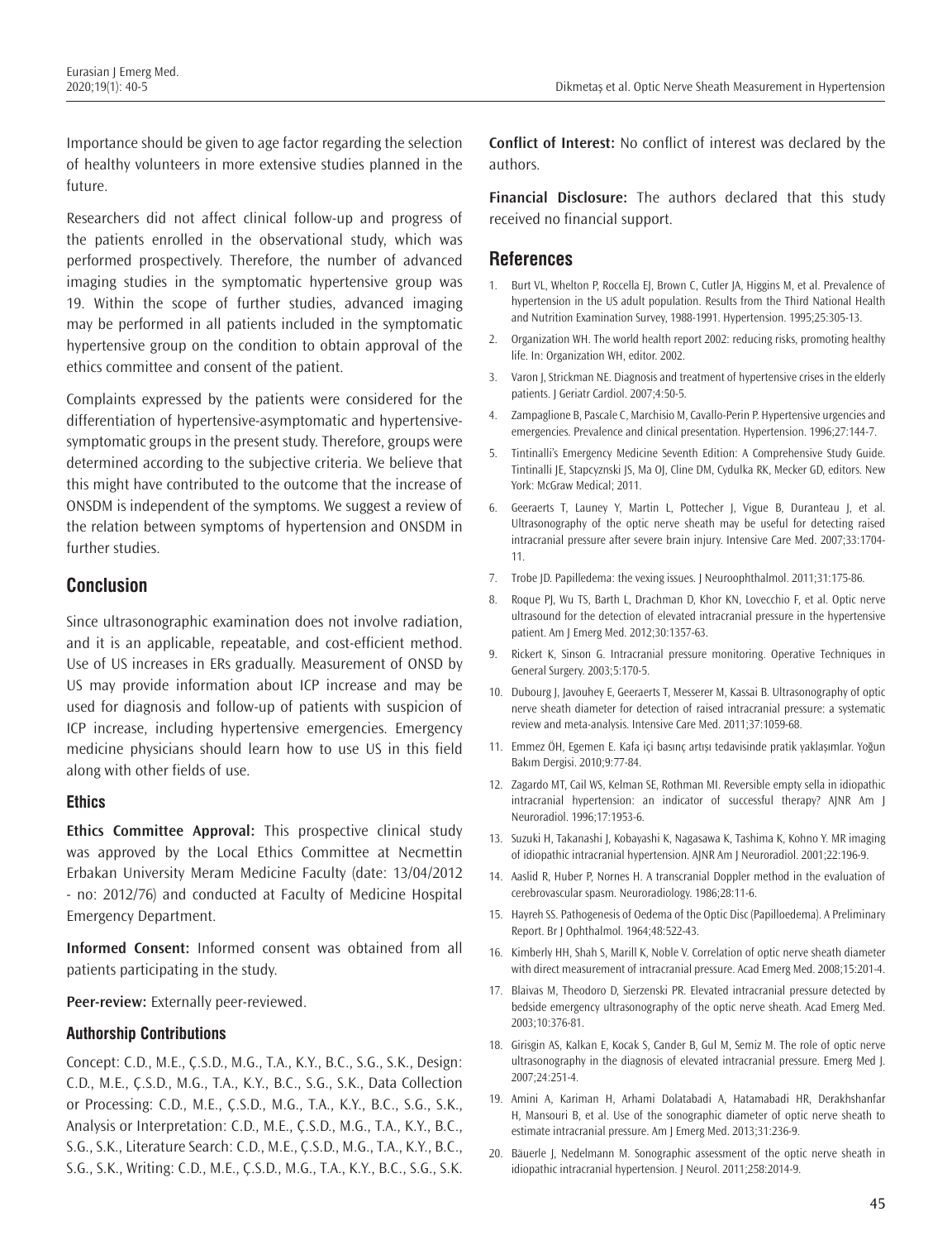Importance should be given to age factor regarding the selection of healthy volunteers in more extensive studies planned in the future.

Researchers did not affect clinical follow-up and progress of the patients enrolled in the observational study, which was performed prospectively. Therefore, the number of advanced imaging studies in the symptomatic hypertensive group was 19. Within the scope of further studies, advanced imaging may be performed in all patients included in the symptomatic hypertensive group on the condition to obtain approval of the ethics committee and consent of the patient.

Complaints expressed by the patients were considered for the differentiation of hypertensive-asymptomatic and hypertensive-symptomatic groups in the present study. Therefore, groups were determined according to the subjective criteria. We believe that this might have contributed to the outcome that the increase of ONSDM is independent of the symptoms. We suggest a review of the relation between symptoms of hypertension and ONSDM in further studies.

## Conclusion

Since ultrasonographic examination does not involve radiation, and it is an applicable, repeatable, and cost-efficient method. Use of US increases in ERs gradually. Measurement of ONSD by US may provide information about ICP increase and may be used for diagnosis and follow-up of patients with suspicion of ICP increase, including hypertensive emergencies. Emergency medicine physicians should learn how to use US in this field along with other fields of use.

### Ethics

**Ethics Committee Approval:** This prospective clinical study was approved by the Local Ethics Committee at Necmettin Erbakan University Meram Medicine Faculty (date: 13/04/2012 - no: 2012/76) and conducted at Faculty of Medicine Hospital Emergency Department.

**Informed Consent:** Informed consent was obtained from all patients participating in the study.

**Peer-review:** Externally peer-reviewed.

### Authorship Contributions

Concept: C.D., M.E., Ç.S.D., M.G., T.A., K.Y., B.C., S.G., S.K., Design: C.D., M.E., Ç.S.D., M.G., T.A., K.Y., B.C., S.G., S.K., Data Collection or Processing: C.D., M.E., Ç.S.D., M.G., T.A., K.Y., B.C., S.G., S.K., Analysis or Interpretation: C.D., M.E., Ç.S.D., M.G., T.A., K.Y., B.C., S.G., S.K., Literature Search: C.D., M.E., Ç.S.D., M.G., T.A., K.Y., B.C., S.G., S.K., Writing: C.D., M.E., Ç.S.D., M.G., T.A., K.Y., B.C., S.G., S.K.

**Conflict of Interest:** No conflict of interest was declared by the authors.

**Financial Disclosure:** The authors declared that this study received no financial support.

## References

1. Burt VL, Whelton P, Roccella EJ, Brown C, Cutler JA, Higgins M, et al. Prevalence of hypertension in the US adult population. Results from the Third National Health and Nutrition Examination Survey, 1988-1991. Hypertension. 1995;25:305-13.
2. Organization WH. The world health report 2002: reducing risks, promoting healthy life. In: Organization WH, editor. 2002.
3. Varon J, Strickman NE. Diagnosis and treatment of hypertensive crises in the elderly patients. J Geriatr Cardiol. 2007;4:50-5.
4. Zampaglione B, Pascale C, Marchisio M, Cavallo-Perin P. Hypertensive urgencies and emergencies. Prevalence and clinical presentation. Hypertension. 1996;27:144-7.
5. Tintinalli's Emergency Medicine Seventh Edition: A Comprehensive Study Guide. Tintinalli JE, Stapczynski JS, Ma OJ, Cline DM, Cydulka RK, Mecker GD, editors. New York: McGraw Medical; 2011.
6. Geeraerts T, Launey Y, Martin L, Pottecher J, Vigue B, Duranteau J, et al. Ultrasonography of the optic nerve sheath may be useful for detecting raised intracranial pressure after severe brain injury. Intensive Care Med. 2007;33:1704-11.
7. Trobe JD. Papilledema: the vexing issues. J Neuroophthalmol. 2011;31:175-86.
8. Roque PJ, Wu TS, Barth L, Drachman D, Khor KN, Lovecchio F, et al. Optic nerve ultrasound for the detection of elevated intracranial pressure in the hypertensive patient. Am J Emerg Med. 2012;30:1357-63.
9. Rickert K, Sinson G. Intracranial pressure monitoring. Operative Techniques in General Surgery. 2003;5:170-5.
10. Dubourg J, Javouhey E, Geeraerts T, Messerer M, Kassai B. Ultrasonography of optic nerve sheath diameter for detection of raised intracranial pressure: a systematic review and meta-analysis. Intensive Care Med. 2011;37:1059-68.
11. Emmez ÖH, Egemen E. Kafa içi basınç artışı tedavisinde pratik yaklaşımlar. Yoğun Bakım Dergisi. 2010;9:77-84.
12. Zagardo MT, Cail WS, Kelman SE, Rothman MI. Reversible empty sella in idiopathic intracranial hypertension: an indicator of successful therapy? AJNR Am J Neuroradiol. 1996;17:1953-6.
13. Suzuki H, Takanashi J, Kobayashi K, Nagasawa K, Tashima K, Kohno Y. MR imaging of idiopathic intracranial hypertension. AJNR Am J Neuroradiol. 2001;22:196-9.
14. Aaslid R, Huber P, Nornes H. A transcranial Doppler method in the evaluation of cerebrovascular spasm. Neuroradiology. 1986;28:11-6.
15. Hayreh SS. Pathogenesis of Oedema of the Optic Disc (Papilloedema). A Preliminary Report. Br J Ophthalmol. 1964;48:522-43.
16. Kimberly HH, Shah S, Marill K, Noble V. Correlation of optic nerve sheath diameter with direct measurement of intracranial pressure. Acad Emerg Med. 2008;15:201-4.
17. Blaivas M, Theodoro D, Sierzenski PR. Elevated intracranial pressure detected by bedside emergency ultrasonography of the optic nerve sheath. Acad Emerg Med. 2003;10:376-81.
18. Girisgin AS, Kalkan E, Kocak S, Cander B, Gul M, Semiz M. The role of optic nerve ultrasonography in the diagnosis of elevated intracranial pressure. Emerg Med J. 2007;24:251-4.
19. Amini A, Kariman H, Arhami Dolatabadi A, Hatamabadi HR, Derakhshanfar H, Mansouri B, et al. Use of the sonographic diameter of optic nerve sheath to estimate intracranial pressure. Am J Emerg Med. 2013;31:236-9.
20. Bäuerle J, Nedelmann M. Sonographic assessment of the optic nerve sheath in idiopathic intracranial hypertension. J Neurol. 2011;258:2014-9.